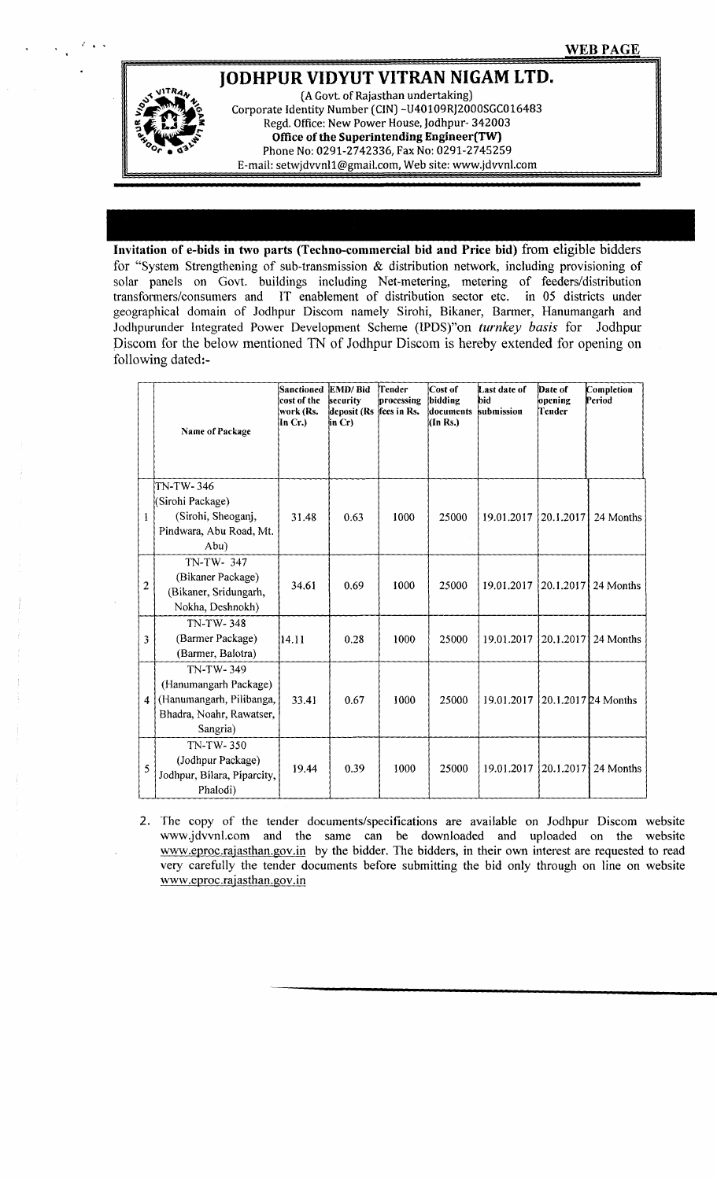WEB PAGE

# JODHPUR VIDYUT VITRAN NIGAM LTD.

(A Govt. of Rajasthan undertaking)
Corporate Identity Number (CIN) -U40109RJ2000SGC016483
Regd. Office: New Power House, Jodhpur- 342003
**Office of the Superintending Engineer(TW)**
Phone No: 0291-2742336, Fax No: 0291-2745259
E-mail: setwjdvvnl1@gmail.com, Web site: www.jdvvnl.com

**Invitation of e-bids in two parts (Techno-commercial bid and Price bid)** from eligible bidders for "System Strengthening of sub-transmission & distribution network, including provisioning of solar panels on Govt. buildings including Net-metering, metering of feeders/distribution transformers/consumers and IT enablement of distribution sector etc. in 05 districts under geographical domain of Jodhpur Discom namely Sirohi, Bikaner, Barmer, Hanumangarh and Jodhpurunder Integrated Power Development Scheme (IPDS)"on *turnkey basis* for Jodhpur Discom for the below mentioned TN of Jodhpur Discom is hereby extended for opening on following dated:-

| | Name of Package | Sanctioned cost of the work (Rs. In Cr.) | EMD/ Bid security deposit (Rs in Cr) | Tender processing fees in Rs. | Cost of bidding documents (In Rs.) | Last date of bid submission | Date of opening Tender | Completion Period |
|---|---|---|---|---|---|---|---|---|
| 1 | TN-TW- 346 (Sirohi Package) (Sirohi, Sheoganj, Pindwara, Abu Road, Mt. Abu) | 31.48 | 0.63 | 1000 | 25000 | 19.01.2017 | 20.1.2017 | 24 Months |
| 2 | TN-TW- 347 (Bikaner Package) (Bikaner, Sridungarh, Nokha, Deshnokh) | 34.61 | 0.69 | 1000 | 25000 | 19.01.2017 | 20.1.2017 | 24 Months |
| 3 | TN-TW- 348 (Barmer Package) (Barmer, Balotra) | 14.11 | 0.28 | 1000 | 25000 | 19.01.2017 | 20.1.2017 | 24 Months |
| 4 | TN-TW- 349 (Hanumangarh Package) (Hanumangarh, Pilibanga, Bhadra, Noahr, Rawatser, Sangria) | 33.41 | 0.67 | 1000 | 25000 | 19.01.2017 | 20.1.2017 | 24 Months |
| 5 | TN-TW- 350 (Jodhpur Package) Jodhpur, Bilara, Piparcity, Phalodi) | 19.44 | 0.39 | 1000 | 25000 | 19.01.2017 | 20.1.2017 | 24 Months |

2. The copy of the tender documents/specifications are available on Jodhpur Discom website www.jdvvnl.com and the same can be downloaded and uploaded on the website www.eproc.rajasthan.gov.in by the bidder. The bidders, in their own interest are requested to read very carefully the tender documents before submitting the bid only through on line on website www.eproc.rajasthan.gov.in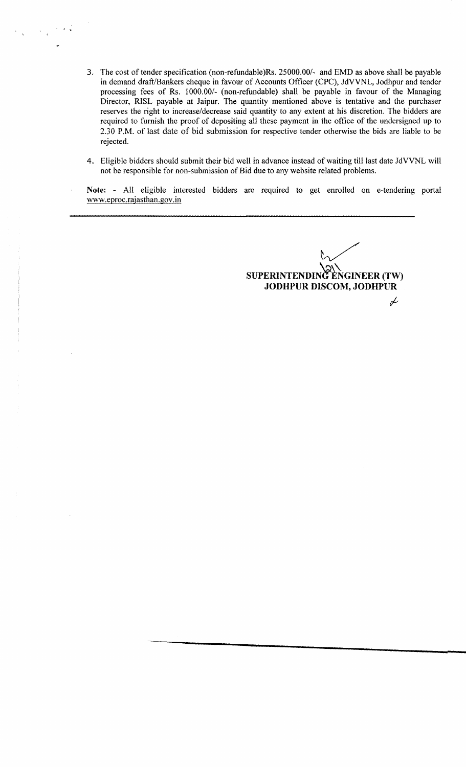3. The cost of tender specification (non-refundable)Rs. 25000.00/- and EMD as above shall be payable in demand draft/Bankers cheque in favour of Accounts Officer (CPC), JdVVNL, Jodhpur and tender processing fees of Rs. 1000.00/- (non-refundable) shall be payable in favour of the Managing Director, RISL payable at Jaipur. The quantity mentioned above is tentative and the purchaser reserves the right to increase/decrease said quantity to any extent at his discretion. The bidders are required to furnish the proof of depositing all these payment in the office of the undersigned up to 2.30 P.M. of last date of bid submission for respective tender otherwise the bids are liable to be rejected.

4. Eligible bidders should submit their bid well in advance instead of waiting till last date JdVVNL will not be responsible for non-submission of Bid due to any website related problems.

**Note:** - All eligible interested bidders are required to get enrolled on e-tendering portal www.eproc.rajasthan.gov.in

---

**SUPERINTENDING ENGINEER (TW)**
**JODHPUR DISCOM, JODHPUR**